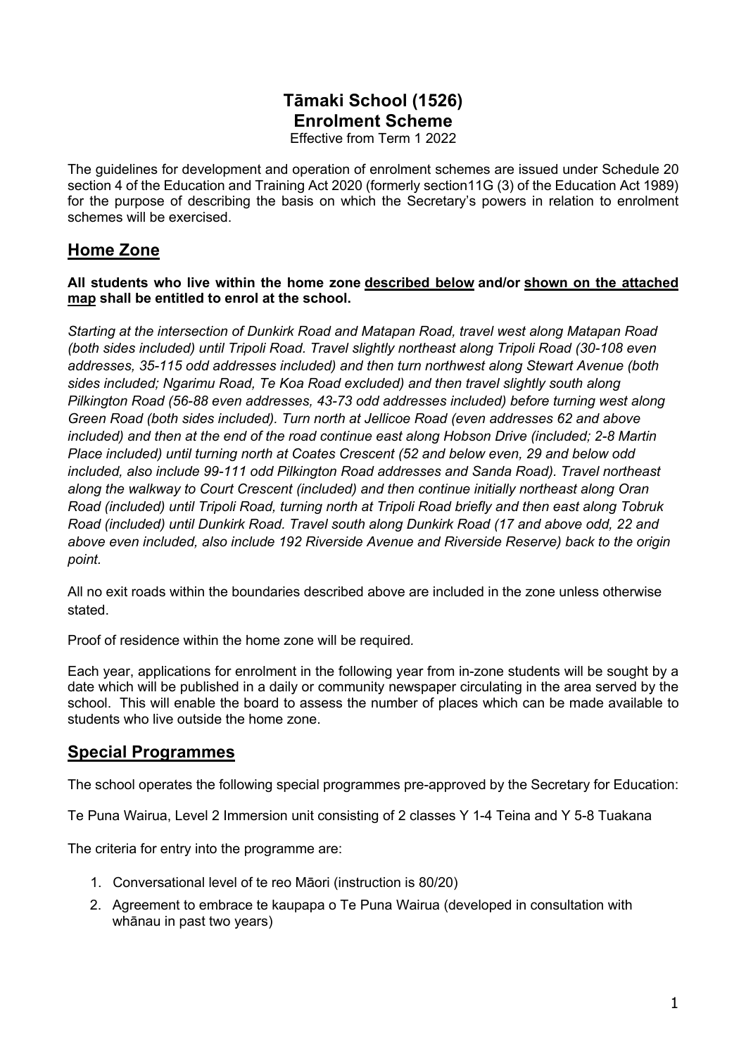# Tāmaki School (1526)
# Enrolment Scheme

Effective from Term 1 2022

The guidelines for development and operation of enrolment schemes are issued under Schedule 20 section 4 of the Education and Training Act 2020 (formerly section11G (3) of the Education Act 1989) for the purpose of describing the basis on which the Secretary's powers in relation to enrolment schemes will be exercised.

## Home Zone

**All students who live within the home zone <u>described below</u> and/or <u>shown on the attached map</u> shall be entitled to enrol at the school.**

*Starting at the intersection of Dunkirk Road and Matapan Road, travel west along Matapan Road (both sides included) until Tripoli Road. Travel slightly northeast along Tripoli Road (30-108 even addresses, 35-115 odd addresses included) and then turn northwest along Stewart Avenue (both sides included; Ngarimu Road, Te Koa Road excluded) and then travel slightly south along Pilkington Road (56-88 even addresses, 43-73 odd addresses included) before turning west along Green Road (both sides included). Turn north at Jellicoe Road (even addresses 62 and above included) and then at the end of the road continue east along Hobson Drive (included; 2-8 Martin Place included) until turning north at Coates Crescent (52 and below even, 29 and below odd included, also include 99-111 odd Pilkington Road addresses and Sanda Road). Travel northeast along the walkway to Court Crescent (included) and then continue initially northeast along Oran Road (included) until Tripoli Road, turning north at Tripoli Road briefly and then east along Tobruk Road (included) until Dunkirk Road. Travel south along Dunkirk Road (17 and above odd, 22 and above even included, also include 192 Riverside Avenue and Riverside Reserve) back to the origin point.*

All no exit roads within the boundaries described above are included in the zone unless otherwise stated.

Proof of residence within the home zone will be required.

Each year, applications for enrolment in the following year from in-zone students will be sought by a date which will be published in a daily or community newspaper circulating in the area served by the school. This will enable the board to assess the number of places which can be made available to students who live outside the home zone.

## Special Programmes

The school operates the following special programmes pre-approved by the Secretary for Education:

Te Puna Wairua, Level 2 Immersion unit consisting of 2 classes Y 1-4 Teina and Y 5-8 Tuakana

The criteria for entry into the programme are:

1. Conversational level of te reo Māori (instruction is 80/20)
2. Agreement to embrace te kaupapa o Te Puna Wairua (developed in consultation with whānau in past two years)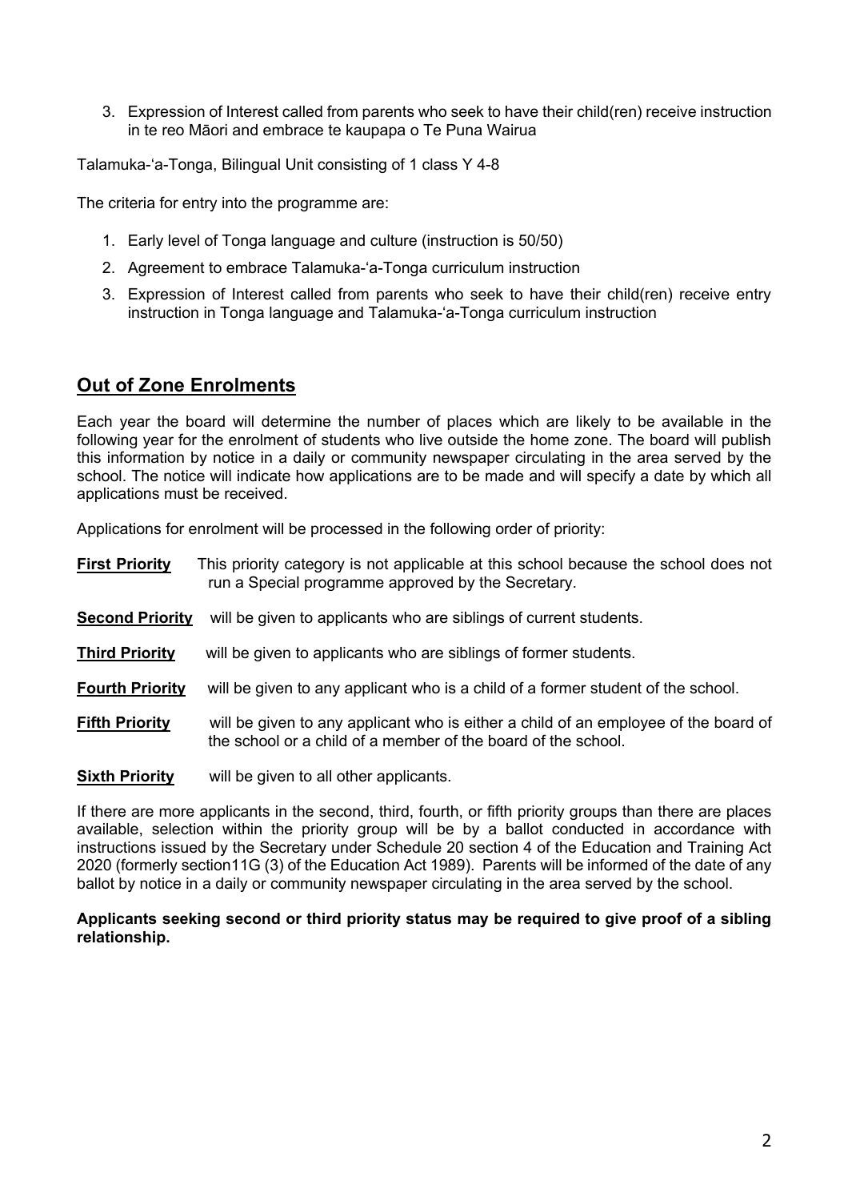3. Expression of Interest called from parents who seek to have their child(ren) receive instruction in te reo Māori and embrace te kaupapa o Te Puna Wairua

Talamuka-'a-Tonga, Bilingual Unit consisting of 1 class Y 4-8

The criteria for entry into the programme are:

1. Early level of Tonga language and culture (instruction is 50/50)
2. Agreement to embrace Talamuka-'a-Tonga curriculum instruction
3. Expression of Interest called from parents who seek to have their child(ren) receive entry instruction in Tonga language and Talamuka-'a-Tonga curriculum instruction

## Out of Zone Enrolments

Each year the board will determine the number of places which are likely to be available in the following year for the enrolment of students who live outside the home zone. The board will publish this information by notice in a daily or community newspaper circulating in the area served by the school. The notice will indicate how applications are to be made and will specify a date by which all applications must be received.

Applications for enrolment will be processed in the following order of priority:

**First Priority** This priority category is not applicable at this school because the school does not run a Special programme approved by the Secretary.

**Second Priority** will be given to applicants who are siblings of current students.

**Third Priority** will be given to applicants who are siblings of former students.

**Fourth Priority** will be given to any applicant who is a child of a former student of the school.

**Fifth Priority** will be given to any applicant who is either a child of an employee of the board of the school or a child of a member of the board of the school.

**Sixth Priority** will be given to all other applicants.

If there are more applicants in the second, third, fourth, or fifth priority groups than there are places available, selection within the priority group will be by a ballot conducted in accordance with instructions issued by the Secretary under Schedule 20 section 4 of the Education and Training Act 2020 (formerly section11G (3) of the Education Act 1989). Parents will be informed of the date of any ballot by notice in a daily or community newspaper circulating in the area served by the school.

**Applicants seeking second or third priority status may be required to give proof of a sibling relationship.**